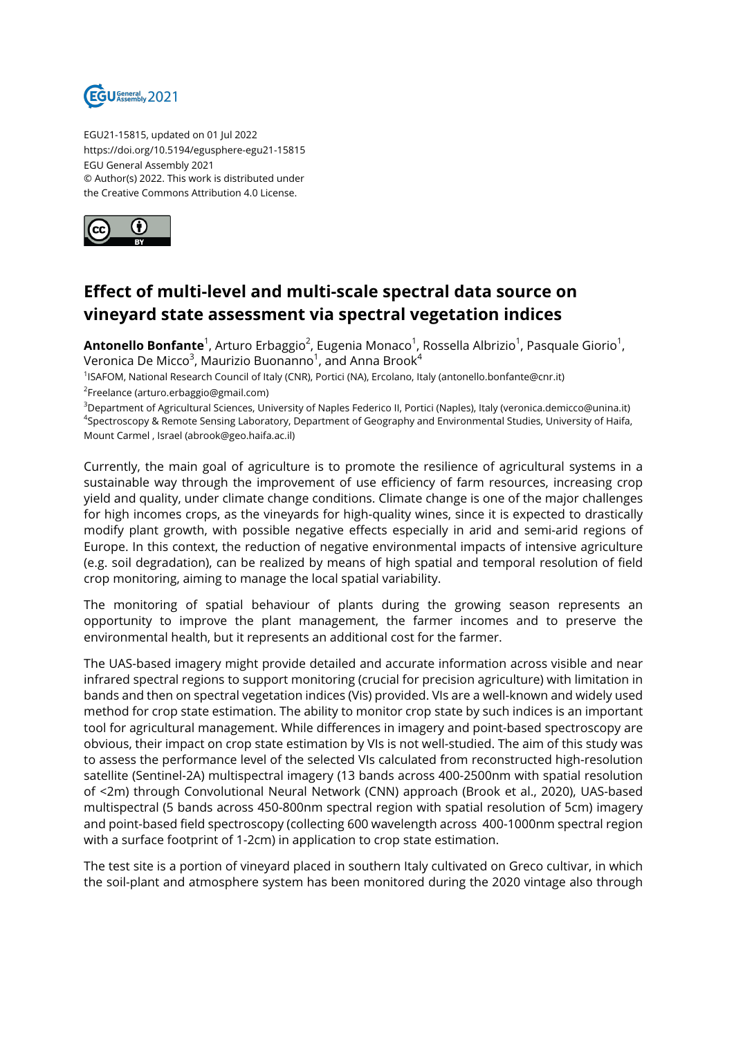EGU21-15815, updated on 01 Jul 2022
https://doi.org/10.5194/egusphere-egu21-15815
EGU General Assembly 2021
© Author(s) 2022. This work is distributed under
the Creative Commons Attribution 4.0 License.

# Effect of multi-level and multi-scale spectral data source on vineyard state assessment via spectral vegetation indices

**Antonello Bonfante**[1], Arturo Erbaggio[2], Eugenia Monaco[1], Rossella Albrizio[1], Pasquale Giorio[1], Veronica De Micco[3], Maurizio Buonanno[1], and Anna Brook[4]

[1]ISAFOM, National Research Council of Italy (CNR), Portici (NA), Ercolano, Italy (antonello.bonfante@cnr.it)
[2]Freelance (arturo.erbaggio@gmail.com)
[3]Department of Agricultural Sciences, University of Naples Federico II, Portici (Naples), Italy (veronica.demicco@unina.it)
[4]Spectroscopy & Remote Sensing Laboratory, Department of Geography and Environmental Studies, University of Haifa, Mount Carmel , Israel (abrook@geo.haifa.ac.il)

Currently, the main goal of agriculture is to promote the resilience of agricultural systems in a sustainable way through the improvement of use efficiency of farm resources, increasing crop yield and quality, under climate change conditions. Climate change is one of the major challenges for high incomes crops, as the vineyards for high-quality wines, since it is expected to drastically modify plant growth, with possible negative effects especially in arid and semi-arid regions of Europe. In this context, the reduction of negative environmental impacts of intensive agriculture (e.g. soil degradation), can be realized by means of high spatial and temporal resolution of field crop monitoring, aiming to manage the local spatial variability.

The monitoring of spatial behaviour of plants during the growing season represents an opportunity to improve the plant management, the farmer incomes and to preserve the environmental health, but it represents an additional cost for the farmer.

The UAS-based imagery might provide detailed and accurate information across visible and near infrared spectral regions to support monitoring (crucial for precision agriculture) with limitation in bands and then on spectral vegetation indices (Vis) provided. VIs are a well-known and widely used method for crop state estimation. The ability to monitor crop state by such indices is an important tool for agricultural management. While differences in imagery and point-based spectroscopy are obvious, their impact on crop state estimation by VIs is not well-studied. The aim of this study was to assess the performance level of the selected VIs calculated from reconstructed high-resolution satellite (Sentinel-2A) multispectral imagery (13 bands across 400-2500nm with spatial resolution of <2m) through Convolutional Neural Network (CNN) approach (Brook et al., 2020), UAS-based multispectral (5 bands across 450-800nm spectral region with spatial resolution of 5cm) imagery and point-based field spectroscopy (collecting 600 wavelength across 400-1000nm spectral region with a surface footprint of 1-2cm) in application to crop state estimation.

The test site is a portion of vineyard placed in southern Italy cultivated on Greco cultivar, in which the soil-plant and atmosphere system has been monitored during the 2020 vintage also through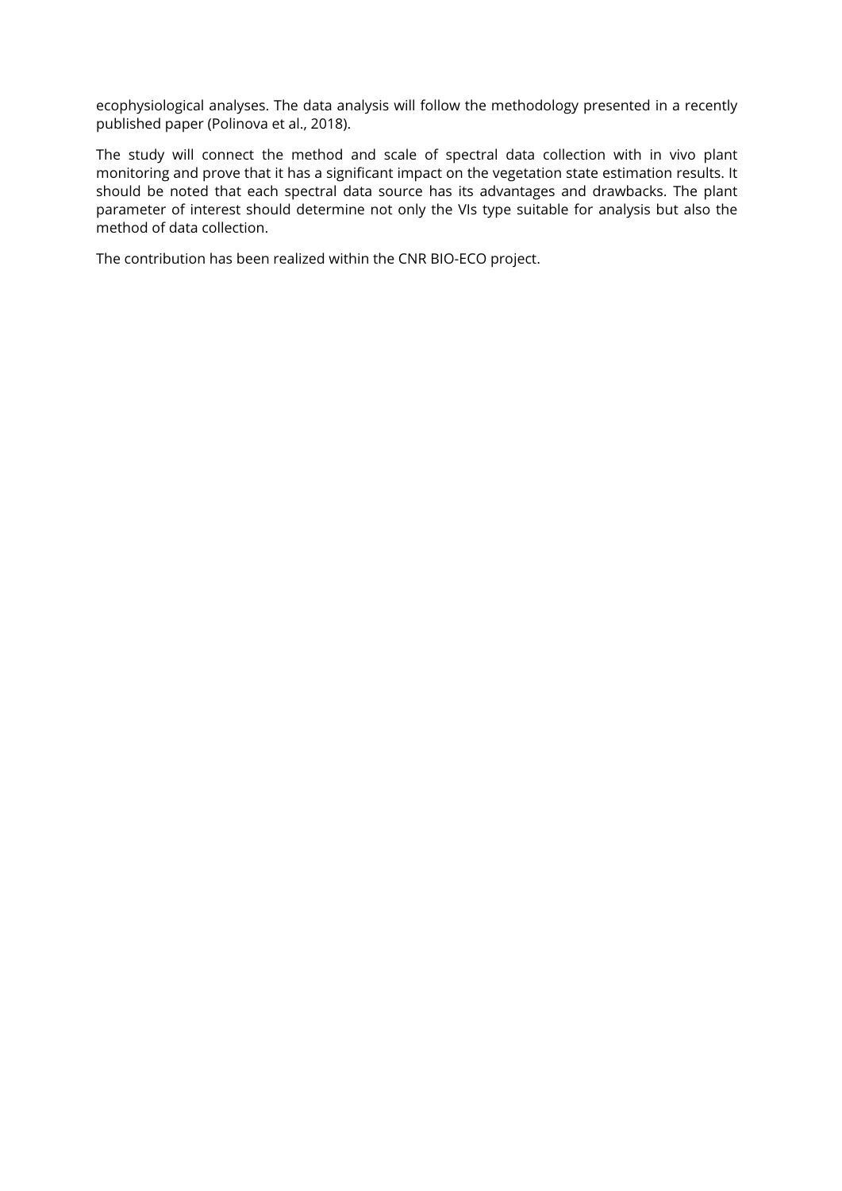ecophysiological analyses. The data analysis will follow the methodology presented in a recently published paper (Polinova et al., 2018).

The study will connect the method and scale of spectral data collection with in vivo plant monitoring and prove that it has a significant impact on the vegetation state estimation results. It should be noted that each spectral data source has its advantages and drawbacks. The plant parameter of interest should determine not only the VIs type suitable for analysis but also the method of data collection.

The contribution has been realized within the CNR BIO-ECO project.